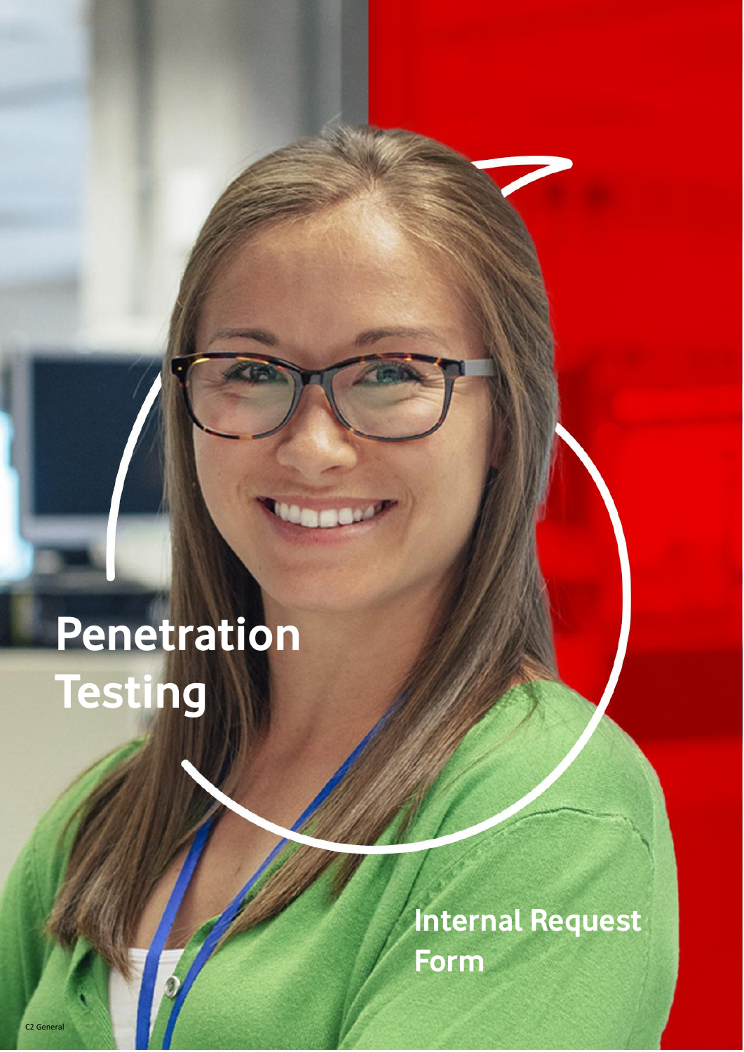# Penetration Testing

## Internal Request Form

C2 General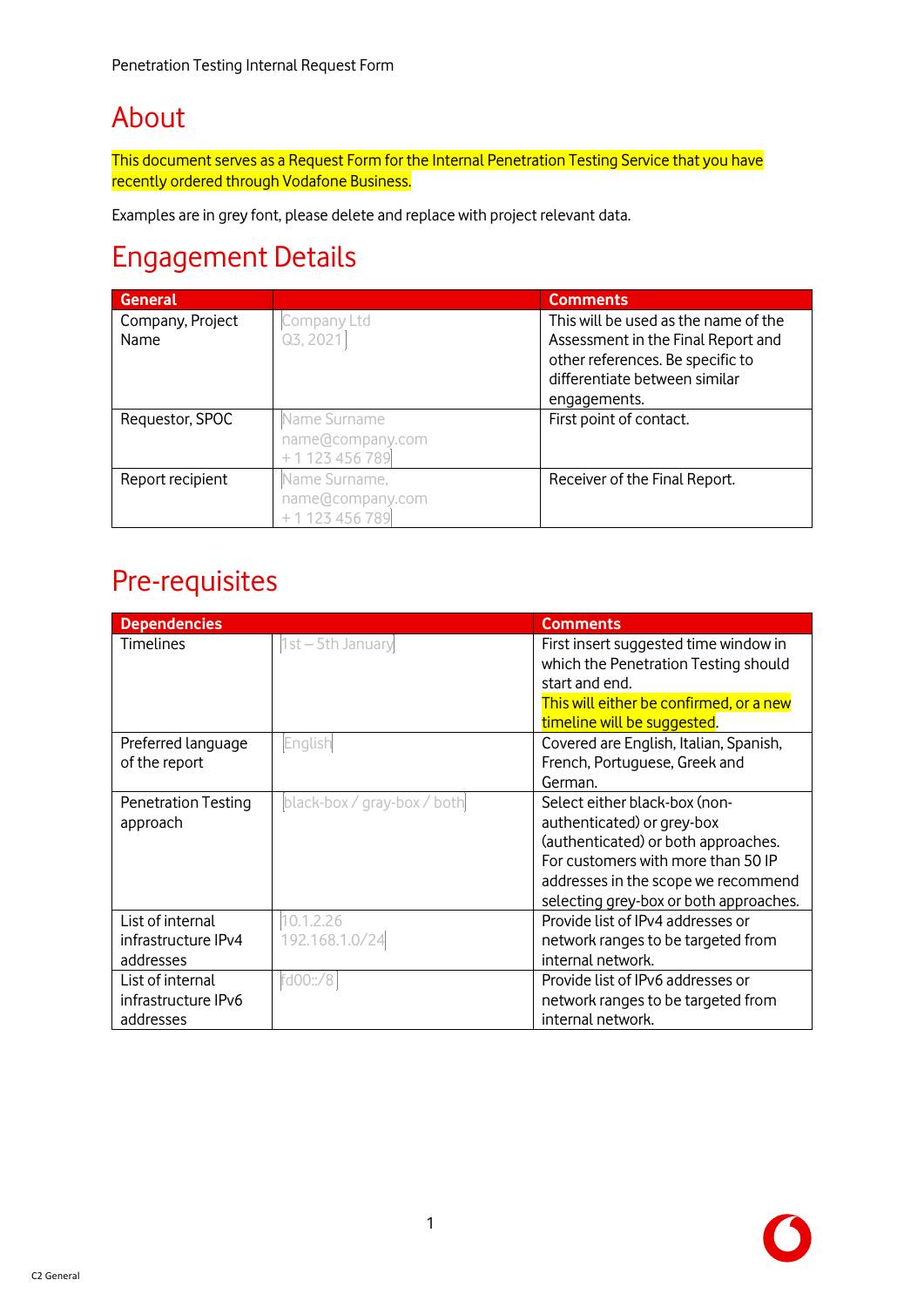Penetration Testing Internal Request Form

# About

This document serves as a Request Form for the Internal Penetration Testing Service that you have recently ordered through Vodafone Business.

Examples are in grey font, please delete and replace with project relevant data.

# Engagement Details

| General | | Comments |
|---|---|---|
| Company, Project Name | Company Ltd<br>Q3, 2021 | This will be used as the name of the Assessment in the Final Report and other references. Be specific to differentiate between similar engagements. |
| Requestor, SPOC | Name Surname<br>name@company.com<br>+ 1 123 456 789 | First point of contact. |
| Report recipient | Name Surname,<br>name@company.com<br>+ 1 123 456 789 | Receiver of the Final Report. |

# Pre-requisites

| Dependencies | | Comments |
|---|---|---|
| Timelines | 1st – 5th January | First insert suggested time window in which the Penetration Testing should start and end.<br>This will either be confirmed, or a new timeline will be suggested. |
| Preferred language of the report | English | Covered are English, Italian, Spanish, French, Portuguese, Greek and German. |
| Penetration Testing approach | black-box / gray-box / both | Select either black-box (non-authenticated) or grey-box (authenticated) or both approaches. For customers with more than 50 IP addresses in the scope we recommend selecting grey-box or both approaches. |
| List of internal infrastructure IPv4 addresses | 10.1.2.26<br>192.168.1.0/24 | Provide list of IPv4 addresses or network ranges to be targeted from internal network. |
| List of internal infrastructure IPv6 addresses | fd00::/8 | Provide list of IPv6 addresses or network ranges to be targeted from internal network. |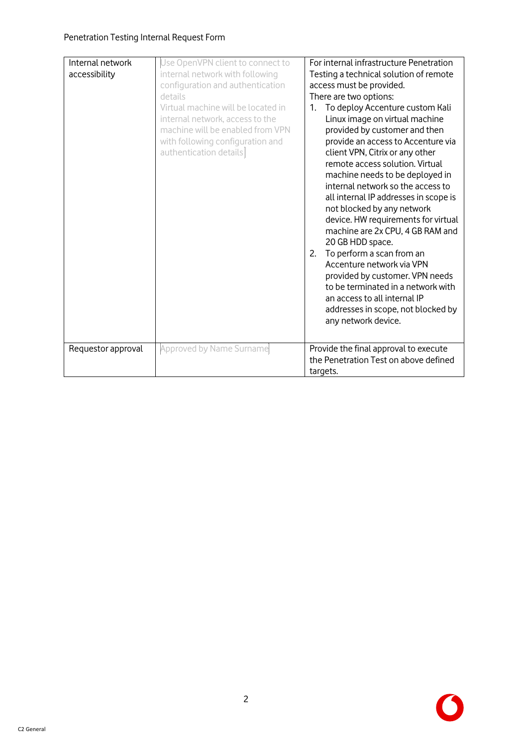| Internal network accessibility | Use OpenVPN client to connect to internal network with following configuration and authentication details<br>Virtual machine will be located in internal network, access to the machine will be enabled from VPN with following configuration and authentication details | For internal infrastructure Penetration Testing a technical solution of remote access must be provided.<br>There are two options:<br>1. To deploy Accenture custom Kali Linux image on virtual machine provided by customer and then provide an access to Accenture via client VPN, Citrix or any other remote access solution. Virtual machine needs to be deployed in internal network so the access to all internal IP addresses in scope is not blocked by any network device. HW requirements for virtual machine are 2x CPU, 4 GB RAM and 20 GB HDD space.<br>2. To perform a scan from an Accenture network via VPN provided by customer. VPN needs to be terminated in a network with an access to all internal IP addresses in scope, not blocked by any network device. |
|---|---|---|
| Requestor approval | Approved by Name Surname | Provide the final approval to execute the Penetration Test on above defined targets. |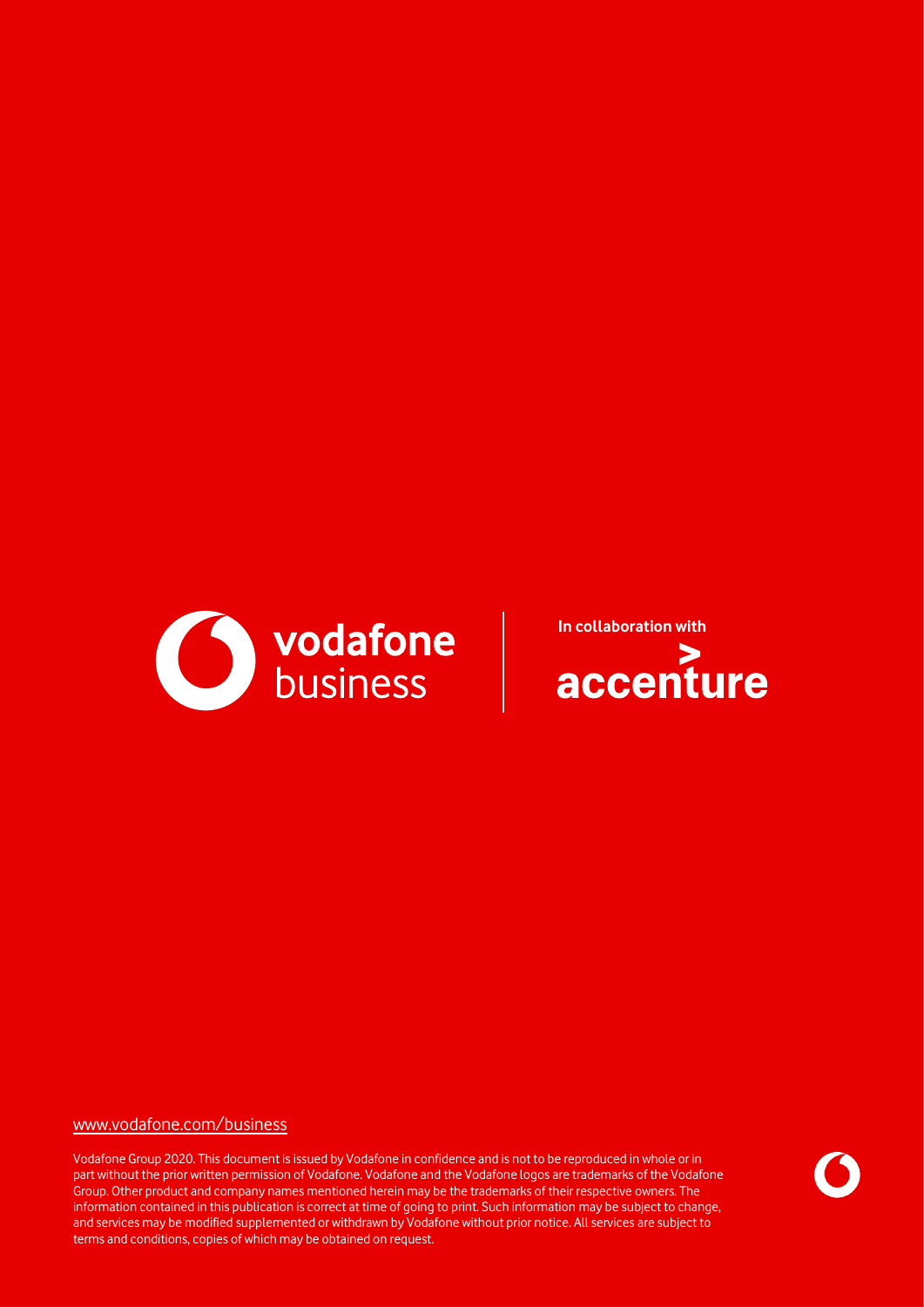vodafone business

In collaboration with

accenture

www.vodafone.com/business

Vodafone Group 2020. This document is issued by Vodafone in confidence and is not to be reproduced in whole or in part without the prior written permission of Vodafone. Vodafone and the Vodafone logos are trademarks of the Vodafone Group. Other product and company names mentioned herein may be the trademarks of their respective owners. The information contained in this publication is correct at time of going to print. Such information may be subject to change, and services may be modified supplemented or withdrawn by Vodafone without prior notice. All services are subject to terms and conditions, copies of which may be obtained on request.